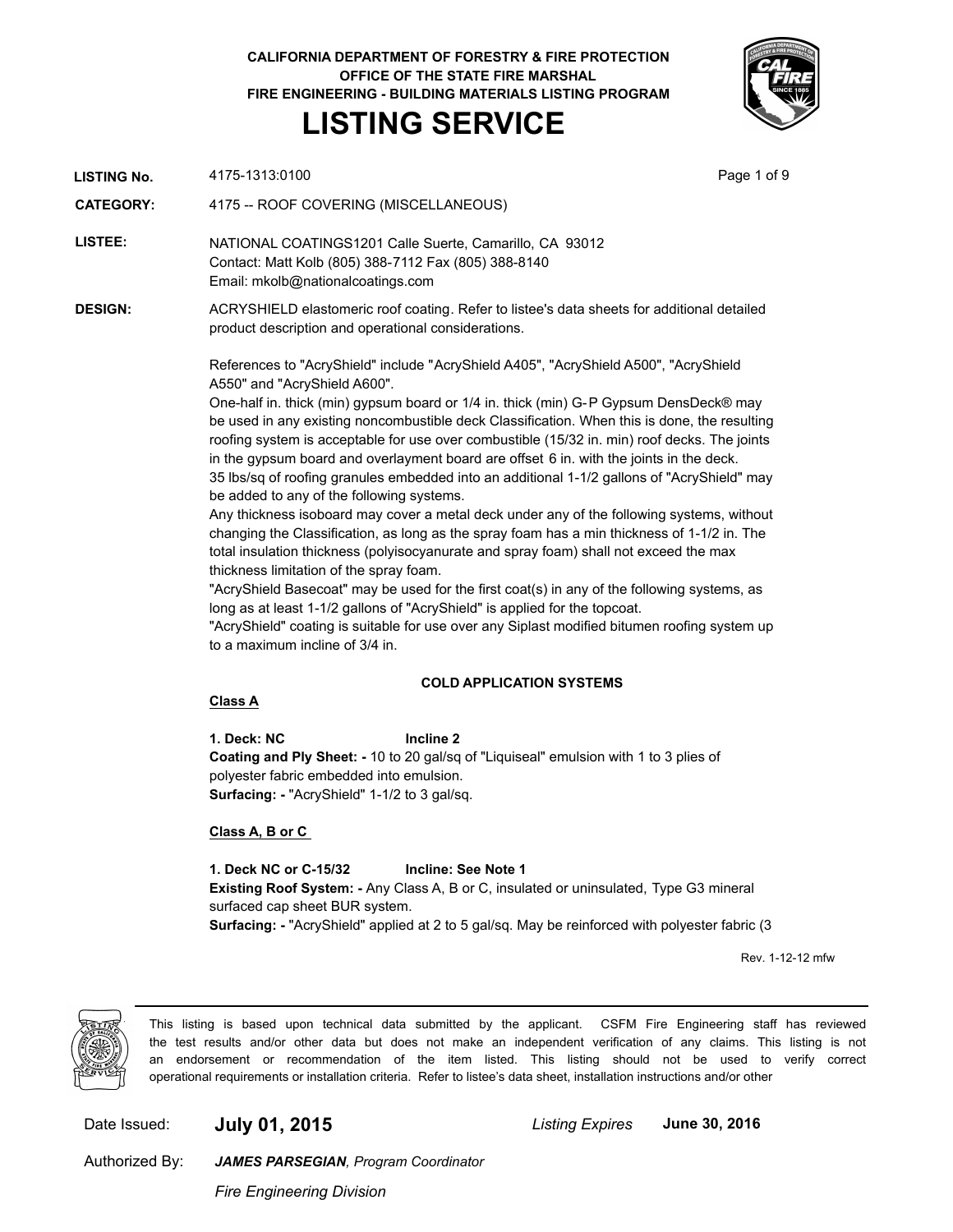**CALIFORNIA DEPARTMENT OF FORESTRY & FIRE PROTECTION**
**OFFICE OF THE STATE FIRE MARSHAL**
**FIRE ENGINEERING - BUILDING MATERIALS LISTING PROGRAM**

# LISTING SERVICE

**LISTING No.** 4175-1313:0100

**CATEGORY:** 4175 -- ROOF COVERING (MISCELLANEOUS)

**LISTEE:** NATIONAL COATINGS1201 Calle Suerte, Camarillo, CA 93012
Contact: Matt Kolb (805) 388-7112 Fax (805) 388-8140
Email: mkolb@nationalcoatings.com

**DESIGN:** ACRYSHIELD elastomeric roof coating. Refer to listee's data sheets for additional detailed product description and operational considerations.

References to "AcryShield" include "AcryShield A405", "AcryShield A500", "AcryShield A550" and "AcryShield A600".
One-half in. thick (min) gypsum board or 1/4 in. thick (min) G-P Gypsum DensDeck® may be used in any existing noncombustible deck Classification. When this is done, the resulting roofing system is acceptable for use over combustible (15/32 in. min) roof decks. The joints in the gypsum board and overlayment board are offset 6 in. with the joints in the deck.
35 lbs/sq of roofing granules embedded into an additional 1-1/2 gallons of "AcryShield" may be added to any of the following systems.
Any thickness isoboard may cover a metal deck under any of the following systems, without changing the Classification, as long as the spray foam has a min thickness of 1-1/2 in. The total insulation thickness (polyisocyanurate and spray foam) shall not exceed the max thickness limitation of the spray foam.
"AcryShield Basecoat" may be used for the first coat(s) in any of the following systems, as long as at least 1-1/2 gallons of "AcryShield" is applied for the topcoat.
"AcryShield" coating is suitable for use over any Siplast modified bitumen roofing system up to a maximum incline of 3/4 in.

**COLD APPLICATION SYSTEMS**

**Class A**

**1. Deck: NC** **Incline 2**
**Coating and Ply Sheet: -** 10 to 20 gal/sq of "Liquiseal" emulsion with 1 to 3 plies of polyester fabric embedded into emulsion.
**Surfacing: -** "AcryShield" 1-1/2 to 3 gal/sq.

**Class A, B or C**

**1. Deck NC or C-15/32** **Incline: See Note 1**
**Existing Roof System: -** Any Class A, B or C, insulated or uninsulated, Type G3 mineral surfaced cap sheet BUR system.
**Surfacing: -** "AcryShield" applied at 2 to 5 gal/sq. May be reinforced with polyester fabric (3

Rev. 1-12-12 mfw

This listing is based upon technical data submitted by the applicant. CSFM Fire Engineering staff has reviewed the test results and/or other data but does not make an independent verification of any claims. This listing is not an endorsement or recommendation of the item listed. This listing should not be used to verify correct operational requirements or installation criteria. Refer to listee's data sheet, installation instructions and/or other

Date Issued: **July 01, 2015** *Listing Expires* **June 30, 2016**

Authorized By: ***JAMES PARSEGIAN**, Program Coordinator*
*Fire Engineering Division*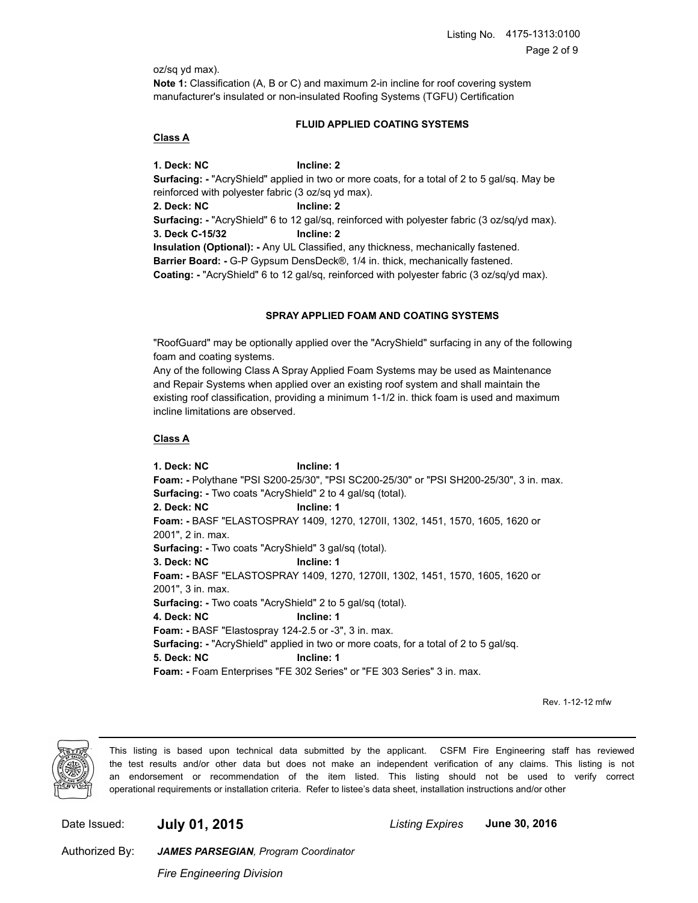oz/sq yd max).

**Note 1:** Classification (A, B or C) and maximum 2-in incline for roof covering system manufacturer's insulated or non-insulated Roofing Systems (TGFU) Certification

**FLUID APPLIED COATING SYSTEMS**

**Class A**

**1. Deck: NC** **Incline: 2**
**Surfacing: -** "AcryShield" applied in two or more coats, for a total of 2 to 5 gal/sq. May be reinforced with polyester fabric (3 oz/sq yd max).
**2. Deck: NC** **Incline: 2**
**Surfacing: -** "AcryShield" 6 to 12 gal/sq, reinforced with polyester fabric (3 oz/sq/yd max).
**3. Deck C-15/32** **Incline: 2**
**Insulation (Optional): -** Any UL Classified, any thickness, mechanically fastened.
**Barrier Board: -** G-P Gypsum DensDeck®, 1/4 in. thick, mechanically fastened.
**Coating: -** "AcryShield" 6 to 12 gal/sq, reinforced with polyester fabric (3 oz/sq/yd max).

**SPRAY APPLIED FOAM AND COATING SYSTEMS**

"RoofGuard" may be optionally applied over the "AcryShield" surfacing in any of the following foam and coating systems.
Any of the following Class A Spray Applied Foam Systems may be used as Maintenance and Repair Systems when applied over an existing roof system and shall maintain the existing roof classification, providing a minimum 1-1/2 in. thick foam is used and maximum incline limitations are observed.

**Class A**

**1. Deck: NC** **Incline: 1**
**Foam: -** Polythane "PSI S200-25/30", "PSI SC200-25/30" or "PSI SH200-25/30", 3 in. max.
**Surfacing: -** Two coats "AcryShield" 2 to 4 gal/sq (total).
**2. Deck: NC** **Incline: 1**
**Foam: -** BASF "ELASTOSPRAY 1409, 1270, 1270II, 1302, 1451, 1570, 1605, 1620 or 2001", 2 in. max.
**Surfacing: -** Two coats "AcryShield" 3 gal/sq (total).
**3. Deck: NC** **Incline: 1**
**Foam: -** BASF "ELASTOSPRAY 1409, 1270, 1270II, 1302, 1451, 1570, 1605, 1620 or 2001", 3 in. max.
**Surfacing: -** Two coats "AcryShield" 2 to 5 gal/sq (total).
**4. Deck: NC** **Incline: 1**
**Foam: -** BASF "Elastospray 124-2.5 or -3", 3 in. max.
**Surfacing: -** "AcryShield" applied in two or more coats, for a total of 2 to 5 gal/sq.
**5. Deck: NC** **Incline: 1**
**Foam: -** Foam Enterprises "FE 302 Series" or "FE 303 Series" 3 in. max.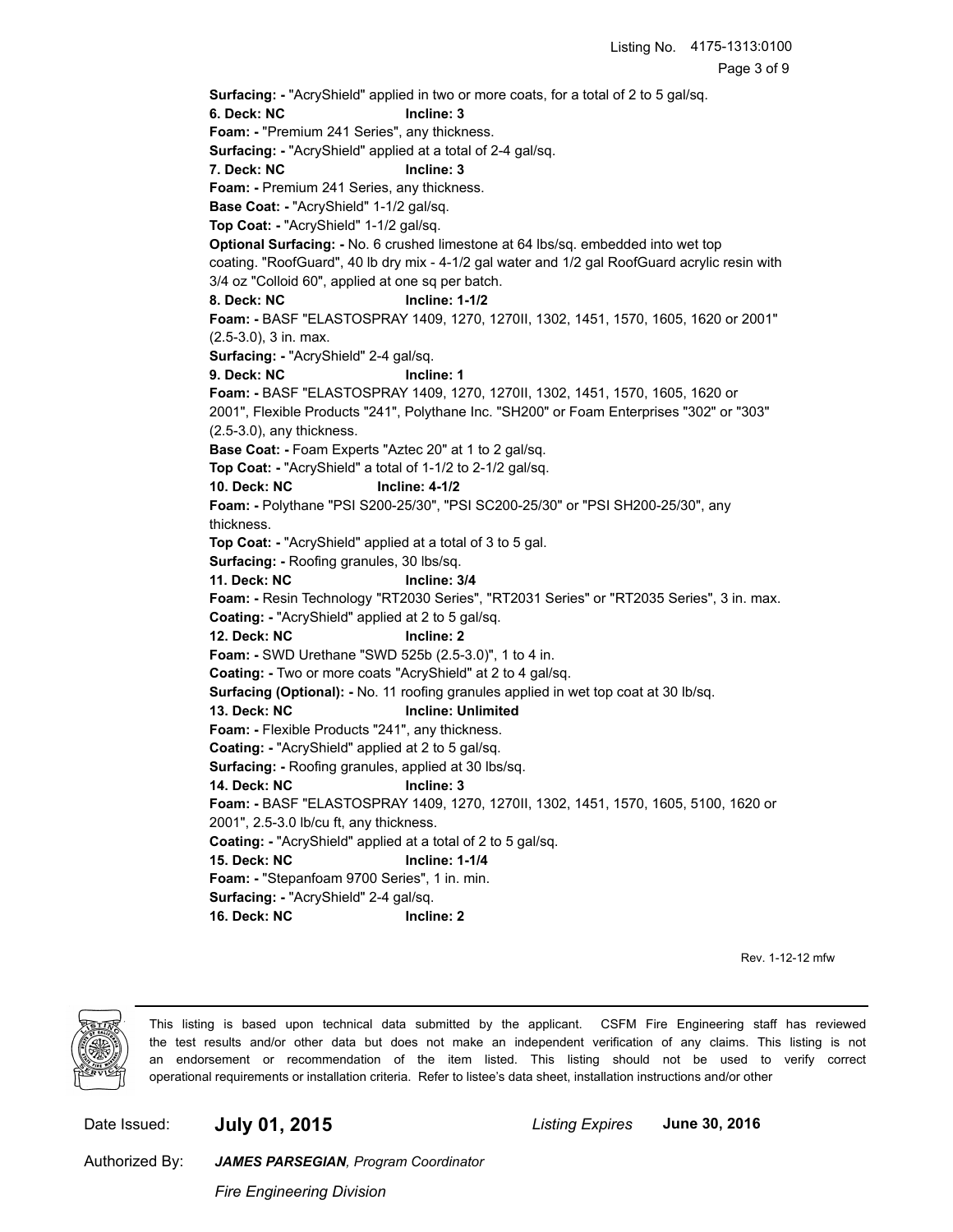**Surfacing: -** "AcryShield" applied in two or more coats, for a total of 2 to 5 gal/sq.

**6. Deck: NC** **Incline: 3**

**Foam: -** "Premium 241 Series", any thickness.

**Surfacing: -** "AcryShield" applied at a total of 2-4 gal/sq.

**7. Deck: NC** **Incline: 3**

**Foam: -** Premium 241 Series, any thickness.

**Base Coat: -** "AcryShield" 1-1/2 gal/sq.

**Top Coat: -** "AcryShield" 1-1/2 gal/sq.

**Optional Surfacing: -** No. 6 crushed limestone at 64 lbs/sq. embedded into wet top coating. "RoofGuard", 40 lb dry mix - 4-1/2 gal water and 1/2 gal RoofGuard acrylic resin with 3/4 oz "Colloid 60", applied at one sq per batch.

**8. Deck: NC** **Incline: 1-1/2**

**Foam: -** BASF "ELASTOSPRAY 1409, 1270, 1270II, 1302, 1451, 1570, 1605, 1620 or 2001" (2.5-3.0), 3 in. max.

**Surfacing: -** "AcryShield" 2-4 gal/sq.

**9. Deck: NC** **Incline: 1**

**Foam: -** BASF "ELASTOSPRAY 1409, 1270, 1270II, 1302, 1451, 1570, 1605, 1620 or 2001", Flexible Products "241", Polythane Inc. "SH200" or Foam Enterprises "302" or "303" (2.5-3.0), any thickness.

**Base Coat: -** Foam Experts "Aztec 20" at 1 to 2 gal/sq.

**Top Coat: -** "AcryShield" a total of 1-1/2 to 2-1/2 gal/sq.

**10. Deck: NC** **Incline: 4-1/2**

**Foam: -** Polythane "PSI S200-25/30", "PSI SC200-25/30" or "PSI SH200-25/30", any thickness.

**Top Coat: -** "AcryShield" applied at a total of 3 to 5 gal.

**Surfacing: -** Roofing granules, 30 lbs/sq.

**11. Deck: NC** **Incline: 3/4**

**Foam: -** Resin Technology "RT2030 Series", "RT2031 Series" or "RT2035 Series", 3 in. max.

**Coating: -** "AcryShield" applied at 2 to 5 gal/sq.

**12. Deck: NC** **Incline: 2**

**Foam: -** SWD Urethane "SWD 525b (2.5-3.0)", 1 to 4 in.

**Coating: -** Two or more coats "AcryShield" at 2 to 4 gal/sq.

**Surfacing (Optional): -** No. 11 roofing granules applied in wet top coat at 30 lb/sq.

**13. Deck: NC** **Incline: Unlimited**

**Foam: -** Flexible Products "241", any thickness.

**Coating: -** "AcryShield" applied at 2 to 5 gal/sq.

**Surfacing: -** Roofing granules, applied at 30 lbs/sq.

**14. Deck: NC** **Incline: 3**

**Foam: -** BASF "ELASTOSPRAY 1409, 1270, 1270II, 1302, 1451, 1570, 1605, 5100, 1620 or 2001", 2.5-3.0 lb/cu ft, any thickness.

**Coating: -** "AcryShield" applied at a total of 2 to 5 gal/sq.

**15. Deck: NC** **Incline: 1-1/4**

**Foam: -** "Stepanfoam 9700 Series", 1 in. min.

**Surfacing: -** "AcryShield" 2-4 gal/sq.

**16. Deck: NC** **Incline: 2**

Rev. 1-12-12 mfw

This listing is based upon technical data submitted by the applicant. CSFM Fire Engineering staff has reviewed the test results and/or other data but does not make an independent verification of any claims. This listing is not an endorsement or recommendation of the item listed. This listing should not be used to verify correct operational requirements or installation criteria. Refer to listee's data sheet, installation instructions and/or other

Date Issued: **July 01, 2015** *Listing Expires* **June 30, 2016**

Authorized By: ***JAMES PARSEGIAN**, Program Coordinator*

*Fire Engineering Division*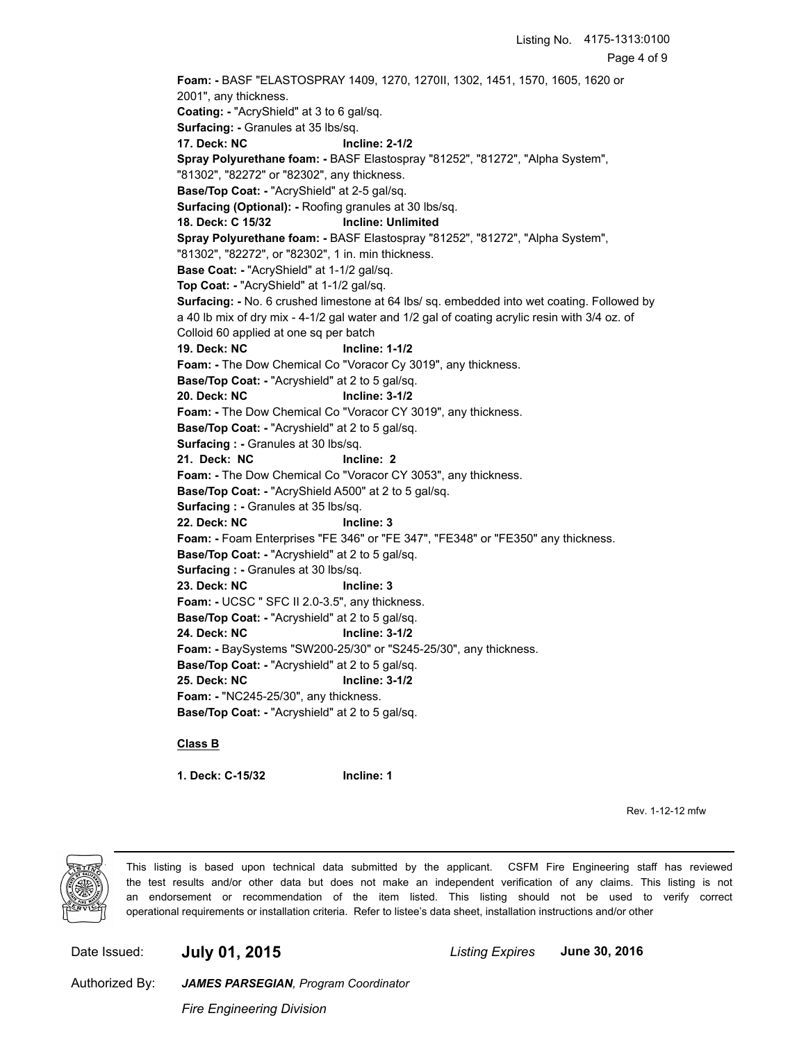**Foam: -** BASF "ELASTOSPRAY 1409, 1270, 1270II, 1302, 1451, 1570, 1605, 1620 or 2001", any thickness.
**Coating: -** "AcryShield" at 3 to 6 gal/sq.
**Surfacing: -** Granules at 35 lbs/sq.

**17. Deck: NC Incline: 2-1/2**
**Spray Polyurethane foam: -** BASF Elastospray "81252", "81272", "Alpha System", "81302", "82272" or "82302", any thickness.
**Base/Top Coat: -** "AcryShield" at 2-5 gal/sq.
**Surfacing (Optional): -** Roofing granules at 30 lbs/sq.

**18. Deck: C 15/32 Incline: Unlimited**
**Spray Polyurethane foam: -** BASF Elastospray "81252", "81272", "Alpha System", "81302", "82272", or "82302", 1 in. min thickness.
**Base Coat: -** "AcryShield" at 1-1/2 gal/sq.
**Top Coat: -** "AcryShield" at 1-1/2 gal/sq.
**Surfacing: -** No. 6 crushed limestone at 64 lbs/ sq. embedded into wet coating. Followed by a 40 lb mix of dry mix - 4-1/2 gal water and 1/2 gal of coating acrylic resin with 3/4 oz. of Colloid 60 applied at one sq per batch

**19. Deck: NC Incline: 1-1/2**
**Foam: -** The Dow Chemical Co "Voracor Cy 3019", any thickness.
**Base/Top Coat: -** "Acryshield" at 2 to 5 gal/sq.

**20. Deck: NC Incline: 3-1/2**
**Foam: -** The Dow Chemical Co "Voracor CY 3019", any thickness.
**Base/Top Coat: -** "Acryshield" at 2 to 5 gal/sq.
**Surfacing : -** Granules at 30 lbs/sq.

**21. Deck: NC Incline: 2**
**Foam: -** The Dow Chemical Co "Voracor CY 3053", any thickness.
**Base/Top Coat: -** "AcryShield A500" at 2 to 5 gal/sq.
**Surfacing : -** Granules at 35 lbs/sq.

**22. Deck: NC Incline: 3**
**Foam: -** Foam Enterprises "FE 346" or "FE 347", "FE348" or "FE350" any thickness.
**Base/Top Coat: -** "Acryshield" at 2 to 5 gal/sq.
**Surfacing : -** Granules at 30 lbs/sq.

**23. Deck: NC Incline: 3**
**Foam: -** UCSC " SFC II 2.0-3.5", any thickness.
**Base/Top Coat: -** "Acryshield" at 2 to 5 gal/sq.

**24. Deck: NC Incline: 3-1/2**
**Foam: -** BaySystems "SW200-25/30" or "S245-25/30", any thickness.
**Base/Top Coat: -** "Acryshield" at 2 to 5 gal/sq.

**25. Deck: NC Incline: 3-1/2**
**Foam: -** "NC245-25/30", any thickness.
**Base/Top Coat: -** "Acryshield" at 2 to 5 gal/sq.

**Class B**

**1. Deck: C-15/32 Incline: 1**

Rev. 1-12-12 mfw

This listing is based upon technical data submitted by the applicant. CSFM Fire Engineering staff has reviewed the test results and/or other data but does not make an independent verification of any claims. This listing is not an endorsement or recommendation of the item listed. This listing should not be used to verify correct operational requirements or installation criteria. Refer to listee's data sheet, installation instructions and/or other

Date Issued: **July 01, 2015** *Listing Expires* **June 30, 2016**

Authorized By: ***JAMES PARSEGIAN**, Program Coordinator*

*Fire Engineering Division*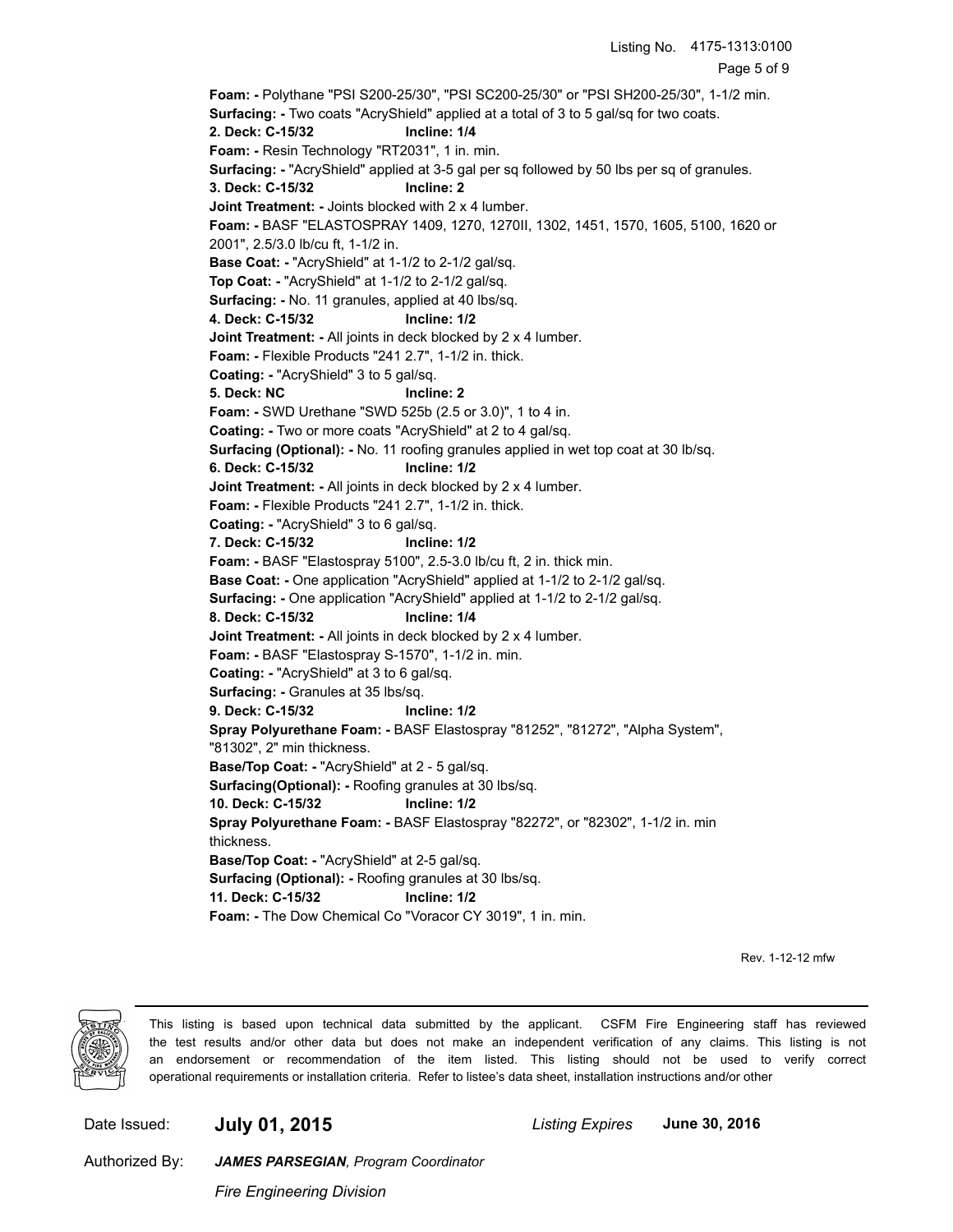**Foam: -** Polythane "PSI S200-25/30", "PSI SC200-25/30" or "PSI SH200-25/30", 1-1/2 min.
**Surfacing: -** Two coats "AcryShield" applied at a total of 3 to 5 gal/sq for two coats.
**2. Deck: C-15/32 Incline: 1/4**
**Foam: -** Resin Technology "RT2031", 1 in. min.
**Surfacing: -** "AcryShield" applied at 3-5 gal per sq followed by 50 lbs per sq of granules.
**3. Deck: C-15/32 Incline: 2**
**Joint Treatment: -** Joints blocked with 2 x 4 lumber.
**Foam: -** BASF "ELASTOSPRAY 1409, 1270, 1270II, 1302, 1451, 1570, 1605, 5100, 1620 or 2001", 2.5/3.0 lb/cu ft, 1-1/2 in.
**Base Coat: -** "AcryShield" at 1-1/2 to 2-1/2 gal/sq.
**Top Coat: -** "AcryShield" at 1-1/2 to 2-1/2 gal/sq.
**Surfacing: -** No. 11 granules, applied at 40 lbs/sq.
**4. Deck: C-15/32 Incline: 1/2**
**Joint Treatment: -** All joints in deck blocked by 2 x 4 lumber.
**Foam: -** Flexible Products "241 2.7", 1-1/2 in. thick.
**Coating: -** "AcryShield" 3 to 5 gal/sq.
**5. Deck: NC Incline: 2**
**Foam: -** SWD Urethane "SWD 525b (2.5 or 3.0)", 1 to 4 in.
**Coating: -** Two or more coats "AcryShield" at 2 to 4 gal/sq.
**Surfacing (Optional): -** No. 11 roofing granules applied in wet top coat at 30 lb/sq.
**6. Deck: C-15/32 Incline: 1/2**
**Joint Treatment: -** All joints in deck blocked by 2 x 4 lumber.
**Foam: -** Flexible Products "241 2.7", 1-1/2 in. thick.
**Coating: -** "AcryShield" 3 to 6 gal/sq.
**7. Deck: C-15/32 Incline: 1/2**
**Foam: -** BASF "Elastospray 5100", 2.5-3.0 lb/cu ft, 2 in. thick min.
**Base Coat: -** One application "AcryShield" applied at 1-1/2 to 2-1/2 gal/sq.
**Surfacing: -** One application "AcryShield" applied at 1-1/2 to 2-1/2 gal/sq.
**8. Deck: C-15/32 Incline: 1/4**
**Joint Treatment: -** All joints in deck blocked by 2 x 4 lumber.
**Foam: -** BASF "Elastospray S-1570", 1-1/2 in. min.
**Coating: -** "AcryShield" at 3 to 6 gal/sq.
**Surfacing: -** Granules at 35 lbs/sq.
**9. Deck: C-15/32 Incline: 1/2**
**Spray Polyurethane Foam: -** BASF Elastospray "81252", "81272", "Alpha System", "81302", 2" min thickness.
**Base/Top Coat: -** "AcryShield" at 2 - 5 gal/sq.
**Surfacing(Optional): -** Roofing granules at 30 lbs/sq.
**10. Deck: C-15/32 Incline: 1/2**
**Spray Polyurethane Foam: -** BASF Elastospray "82272", or "82302", 1-1/2 in. min thickness.
**Base/Top Coat: -** "AcryShield" at 2-5 gal/sq.
**Surfacing (Optional): -** Roofing granules at 30 lbs/sq.
**11. Deck: C-15/32 Incline: 1/2**
**Foam: -** The Dow Chemical Co "Voracor CY 3019", 1 in. min.

Rev. 1-12-12 mfw

This listing is based upon technical data submitted by the applicant. CSFM Fire Engineering staff has reviewed the test results and/or other data but does not make an independent verification of any claims. This listing is not an endorsement or recommendation of the item listed. This listing should not be used to verify correct operational requirements or installation criteria. Refer to listee's data sheet, installation instructions and/or other

Date Issued: **July 01, 2015** *Listing Expires* **June 30, 2016**

Authorized By: ***JAMES PARSEGIAN**, Program Coordinator*

*Fire Engineering Division*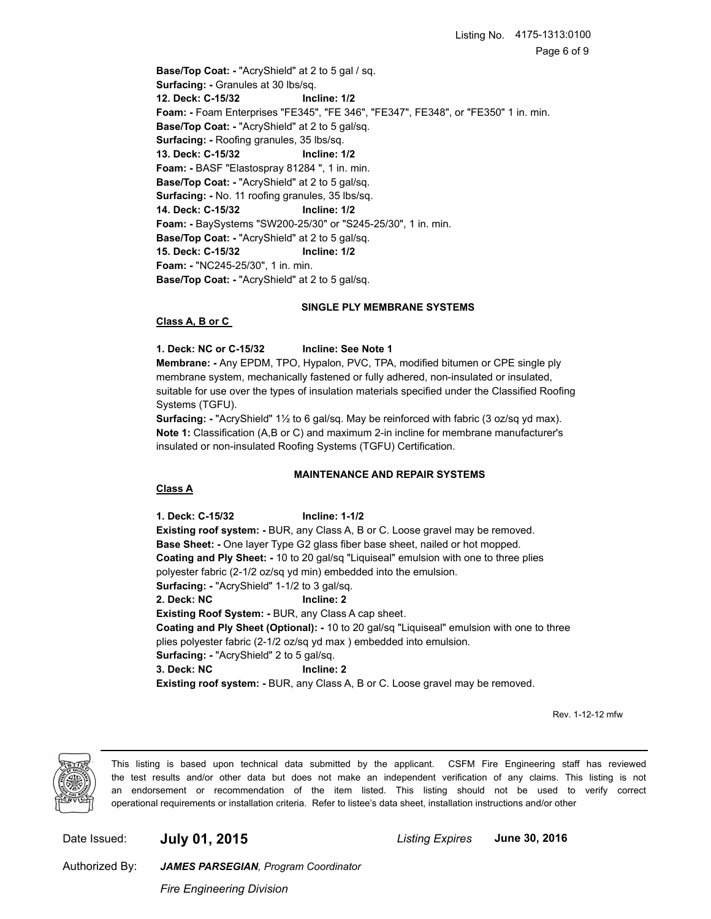**Base/Top Coat: -** "AcryShield" at 2 to 5 gal / sq.
**Surfacing: -** Granules at 30 lbs/sq.
**12. Deck: C-15/32** **Incline: 1/2**
**Foam: -** Foam Enterprises "FE345", "FE 346", "FE347", FE348", or "FE350" 1 in. min.
**Base/Top Coat: -** "AcryShield" at 2 to 5 gal/sq.
**Surfacing: -** Roofing granules, 35 lbs/sq.
**13. Deck: C-15/32** **Incline: 1/2**
**Foam: -** BASF "Elastospray 81284 ", 1 in. min.
**Base/Top Coat: -** "AcryShield" at 2 to 5 gal/sq.
**Surfacing: -** No. 11 roofing granules, 35 lbs/sq.
**14. Deck: C-15/32** **Incline: 1/2**
**Foam: -** BaySystems "SW200-25/30" or "S245-25/30", 1 in. min.
**Base/Top Coat: -** "AcryShield" at 2 to 5 gal/sq.
**15. Deck: C-15/32** **Incline: 1/2**
**Foam: -** "NC245-25/30", 1 in. min.
**Base/Top Coat: -** "AcryShield" at 2 to 5 gal/sq.

## SINGLE PLY MEMBRANE SYSTEMS

**Class A, B or C**

**1. Deck: NC or C-15/32** **Incline: See Note 1**
**Membrane: -** Any EPDM, TPO, Hypalon, PVC, TPA, modified bitumen or CPE single ply membrane system, mechanically fastened or fully adhered, non-insulated or insulated, suitable for use over the types of insulation materials specified under the Classified Roofing Systems (TGFU).
**Surfacing: -** "AcryShield" 1½ to 6 gal/sq. May be reinforced with fabric (3 oz/sq yd max).
**Note 1:** Classification (A,B or C) and maximum 2-in incline for membrane manufacturer's insulated or non-insulated Roofing Systems (TGFU) Certification.

## MAINTENANCE AND REPAIR SYSTEMS

**Class A**

**1. Deck: C-15/32** **Incline: 1-1/2**
**Existing roof system: -** BUR, any Class A, B or C. Loose gravel may be removed.
**Base Sheet: -** One layer Type G2 glass fiber base sheet, nailed or hot mopped.
**Coating and Ply Sheet: -** 10 to 20 gal/sq "Liquiseal" emulsion with one to three plies polyester fabric (2-1/2 oz/sq yd min) embedded into the emulsion.
**Surfacing: -** "AcryShield" 1-1/2 to 3 gal/sq.
**2. Deck: NC** **Incline: 2**
**Existing Roof System: -** BUR, any Class A cap sheet.
**Coating and Ply Sheet (Optional): -** 10 to 20 gal/sq "Liquiseal" emulsion with one to three plies polyester fabric (2-1/2 oz/sq yd max ) embedded into emulsion.
**Surfacing: -** "AcryShield" 2 to 5 gal/sq.
**3. Deck: NC** **Incline: 2**
**Existing roof system: -** BUR, any Class A, B or C. Loose gravel may be removed.

Rev. 1-12-12 mfw

This listing is based upon technical data submitted by the applicant. CSFM Fire Engineering staff has reviewed the test results and/or other data but does not make an independent verification of any claims. This listing is not an endorsement or recommendation of the item listed. This listing should not be used to verify correct operational requirements or installation criteria. Refer to listee's data sheet, installation instructions and/or other

Date Issued: **July 01, 2015** *Listing Expires* **June 30, 2016**

Authorized By: ***JAMES PARSEGIAN**, Program Coordinator*

*Fire Engineering Division*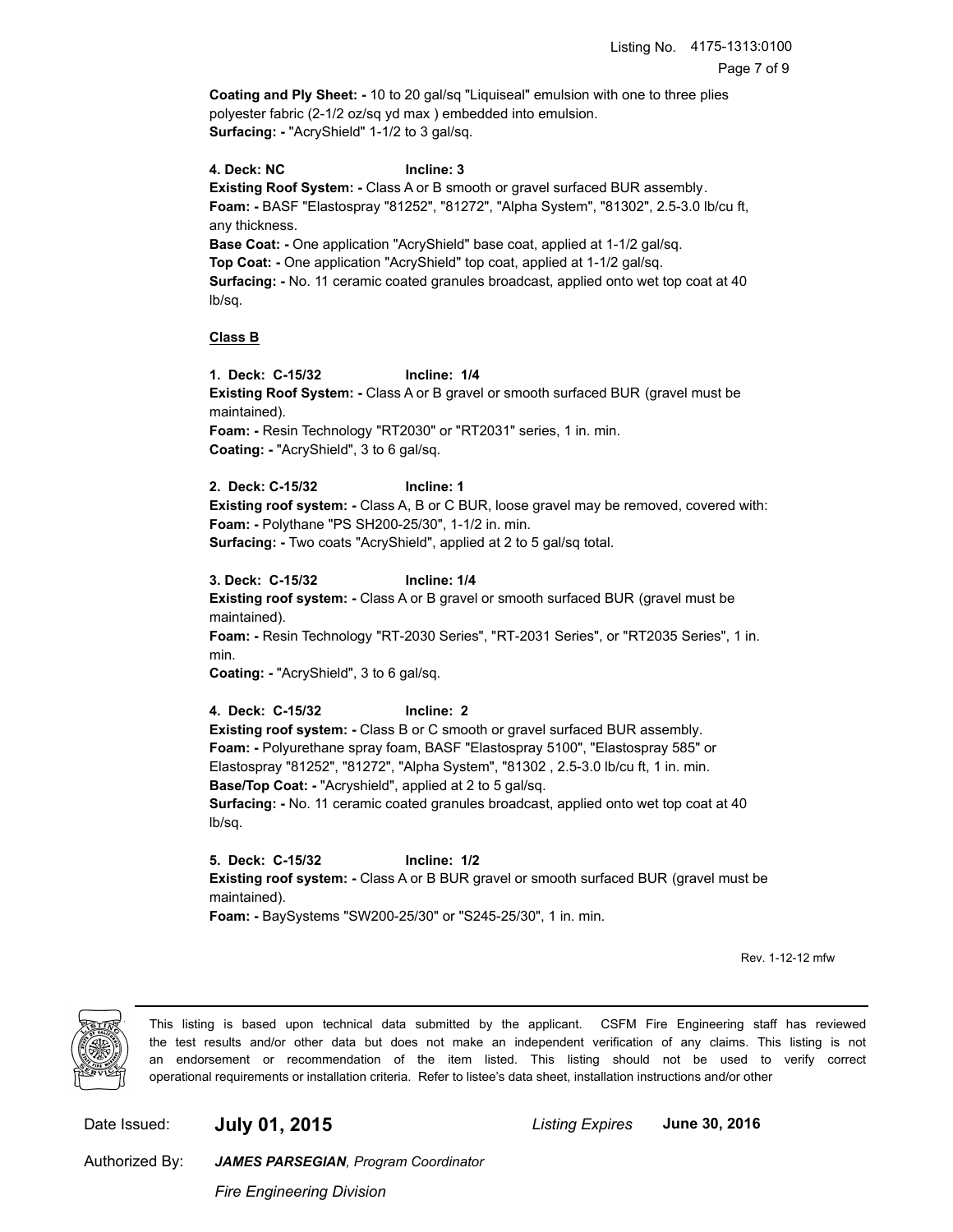**Coating and Ply Sheet: -** 10 to 20 gal/sq "Liquiseal" emulsion with one to three plies polyester fabric (2-1/2 oz/sq yd max ) embedded into emulsion.
**Surfacing: -** "AcryShield" 1-1/2 to 3 gal/sq.

**4. Deck: NC** **Incline: 3**
**Existing Roof System: -** Class A or B smooth or gravel surfaced BUR assembly.
**Foam: -** BASF "Elastospray "81252", "81272", "Alpha System", "81302", 2.5-3.0 lb/cu ft, any thickness.
**Base Coat: -** One application "AcryShield" base coat, applied at 1-1/2 gal/sq.
**Top Coat: -** One application "AcryShield" top coat, applied at 1-1/2 gal/sq.
**Surfacing: -** No. 11 ceramic coated granules broadcast, applied onto wet top coat at 40 lb/sq.

**Class B**

**1. Deck: C-15/32** **Incline: 1/4**
**Existing Roof System: -** Class A or B gravel or smooth surfaced BUR (gravel must be maintained).
**Foam: -** Resin Technology "RT2030" or "RT2031" series, 1 in. min.
**Coating: -** "AcryShield", 3 to 6 gal/sq.

**2. Deck: C-15/32** **Incline: 1**
**Existing roof system: -** Class A, B or C BUR, loose gravel may be removed, covered with:
**Foam: -** Polythane "PS SH200-25/30", 1-1/2 in. min.
**Surfacing: -** Two coats "AcryShield", applied at 2 to 5 gal/sq total.

**3. Deck: C-15/32** **Incline: 1/4**
**Existing roof system: -** Class A or B gravel or smooth surfaced BUR (gravel must be maintained).
**Foam: -** Resin Technology "RT-2030 Series", "RT-2031 Series", or "RT2035 Series", 1 in. min.
**Coating: -** "AcryShield", 3 to 6 gal/sq.

**4. Deck: C-15/32** **Incline: 2**
**Existing roof system: -** Class B or C smooth or gravel surfaced BUR assembly.
**Foam: -** Polyurethane spray foam, BASF "Elastospray 5100", "Elastospray 585" or Elastospray "81252", "81272", "Alpha System", "81302 , 2.5-3.0 lb/cu ft, 1 in. min.
**Base/Top Coat: -** "Acryshield", applied at 2 to 5 gal/sq.
**Surfacing: -** No. 11 ceramic coated granules broadcast, applied onto wet top coat at 40 lb/sq.

**5. Deck: C-15/32** **Incline: 1/2**
**Existing roof system: -** Class A or B BUR gravel or smooth surfaced BUR (gravel must be maintained).
**Foam: -** BaySystems "SW200-25/30" or "S245-25/30", 1 in. min.

Rev. 1-12-12 mfw

This listing is based upon technical data submitted by the applicant. CSFM Fire Engineering staff has reviewed the test results and/or other data but does not make an independent verification of any claims. This listing is not an endorsement or recommendation of the item listed. This listing should not be used to verify correct operational requirements or installation criteria. Refer to listee's data sheet, installation instructions and/or other

Date Issued: **July 01, 2015** *Listing Expires* **June 30, 2016**

Authorized By: ***JAMES PARSEGIAN**, Program Coordinator*

*Fire Engineering Division*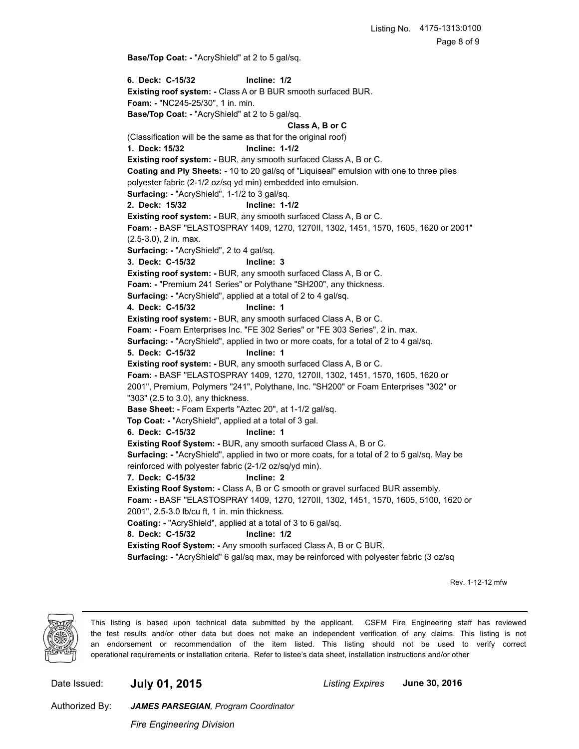**Base/Top Coat: -** "AcryShield" at 2 to 5 gal/sq.

**6. Deck: C-15/32 Incline: 1/2**
**Existing roof system: -** Class A or B BUR smooth surfaced BUR.
**Foam: -** "NC245-25/30", 1 in. min.
**Base/Top Coat: -** "AcryShield" at 2 to 5 gal/sq.

**Class A, B or C**

(Classification will be the same as that for the original roof)

**1. Deck: 15/32 Incline: 1-1/2**
**Existing roof system: -** BUR, any smooth surfaced Class A, B or C.
**Coating and Ply Sheets: -** 10 to 20 gal/sq of "Liquiseal" emulsion with one to three plies polyester fabric (2-1/2 oz/sq yd min) embedded into emulsion.
**Surfacing: -** "AcryShield", 1-1/2 to 3 gal/sq.

**2. Deck: 15/32 Incline: 1-1/2**
**Existing roof system: -** BUR, any smooth surfaced Class A, B or C.
**Foam: -** BASF "ELASTOSPRAY 1409, 1270, 1270II, 1302, 1451, 1570, 1605, 1620 or 2001" (2.5-3.0), 2 in. max.
**Surfacing: -** "AcryShield", 2 to 4 gal/sq.

**3. Deck: C-15/32 Incline: 3**
**Existing roof system: -** BUR, any smooth surfaced Class A, B or C.
**Foam: -** "Premium 241 Series" or Polythane "SH200", any thickness.
**Surfacing: -** "AcryShield", applied at a total of 2 to 4 gal/sq.

**4. Deck: C-15/32 Incline: 1**
**Existing roof system: -** BUR, any smooth surfaced Class A, B or C.
**Foam: -** Foam Enterprises Inc. "FE 302 Series" or "FE 303 Series", 2 in. max.
**Surfacing: -** "AcryShield", applied in two or more coats, for a total of 2 to 4 gal/sq.

**5. Deck: C-15/32 Incline: 1**
**Existing roof system: -** BUR, any smooth surfaced Class A, B or C.
**Foam: -** BASF "ELASTOSPRAY 1409, 1270, 1270II, 1302, 1451, 1570, 1605, 1620 or 2001", Premium, Polymers "241", Polythane, Inc. "SH200" or Foam Enterprises "302" or "303" (2.5 to 3.0), any thickness.
**Base Sheet: -** Foam Experts "Aztec 20", at 1-1/2 gal/sq.
**Top Coat: -** "AcryShield", applied at a total of 3 gal.

**6. Deck: C-15/32 Incline: 1**
**Existing Roof System: -** BUR, any smooth surfaced Class A, B or C.
**Surfacing: -** "AcryShield", applied in two or more coats, for a total of 2 to 5 gal/sq. May be reinforced with polyester fabric (2-1/2 oz/sq/yd min).

**7. Deck: C-15/32 Incline: 2**
**Existing Roof System: -** Class A, B or C smooth or gravel surfaced BUR assembly.
**Foam: -** BASF "ELASTOSPRAY 1409, 1270, 1270II, 1302, 1451, 1570, 1605, 5100, 1620 or 2001", 2.5-3.0 lb/cu ft, 1 in. min thickness.
**Coating: -** "AcryShield", applied at a total of 3 to 6 gal/sq.

**8. Deck: C-15/32 Incline: 1/2**
**Existing Roof System: -** Any smooth surfaced Class A, B or C BUR.
**Surfacing: -** "AcryShield" 6 gal/sq max, may be reinforced with polyester fabric (3 oz/sq

Rev. 1-12-12 mfw

This listing is based upon technical data submitted by the applicant. CSFM Fire Engineering staff has reviewed the test results and/or other data but does not make an independent verification of any claims. This listing is not an endorsement or recommendation of the item listed. This listing should not be used to verify correct operational requirements or installation criteria. Refer to listee's data sheet, installation instructions and/or other

Date Issued: **July 01, 2015** *Listing Expires* **June 30, 2016**

Authorized By: ***JAMES PARSEGIAN**, Program Coordinator*

*Fire Engineering Division*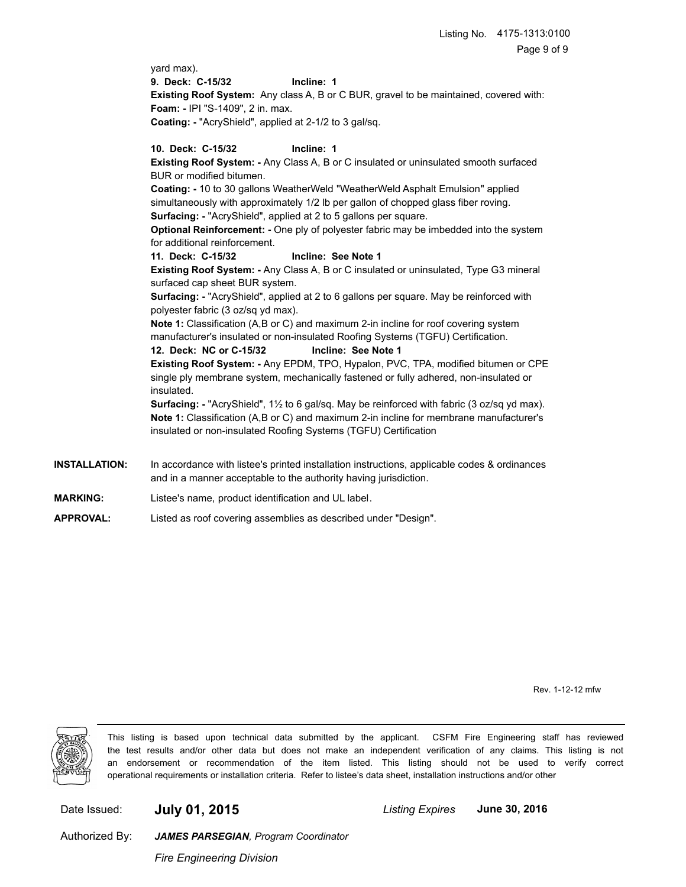yard max).

**9. Deck: C-15/32 Incline: 1**

**Existing Roof System:** Any class A, B or C BUR, gravel to be maintained, covered with:

**Foam: -** IPI "S-1409", 2 in. max.

**Coating: -** "AcryShield", applied at 2-1/2 to 3 gal/sq.

**10. Deck: C-15/32 Incline: 1**

**Existing Roof System: -** Any Class A, B or C insulated or uninsulated smooth surfaced BUR or modified bitumen.

**Coating: -** 10 to 30 gallons WeatherWeld "WeatherWeld Asphalt Emulsion" applied simultaneously with approximately 1/2 lb per gallon of chopped glass fiber roving.

**Surfacing: -** "AcryShield", applied at 2 to 5 gallons per square.

**Optional Reinforcement: -** One ply of polyester fabric may be imbedded into the system for additional reinforcement.

**11. Deck: C-15/32 Incline: See Note 1**

**Existing Roof System: -** Any Class A, B or C insulated or uninsulated, Type G3 mineral surfaced cap sheet BUR system.

**Surfacing: -** "AcryShield", applied at 2 to 6 gallons per square. May be reinforced with polyester fabric (3 oz/sq yd max).

**Note 1:** Classification (A,B or C) and maximum 2-in incline for roof covering system manufacturer's insulated or non-insulated Roofing Systems (TGFU) Certification.

**12. Deck: NC or C-15/32 Incline: See Note 1**

**Existing Roof System: -** Any EPDM, TPO, Hypalon, PVC, TPA, modified bitumen or CPE single ply membrane system, mechanically fastened or fully adhered, non-insulated or insulated.

**Surfacing: -** "AcryShield", 1½ to 6 gal/sq. May be reinforced with fabric (3 oz/sq yd max).

**Note 1:** Classification (A,B or C) and maximum 2-in incline for membrane manufacturer's insulated or non-insulated Roofing Systems (TGFU) Certification

**INSTALLATION:** In accordance with listee's printed installation instructions, applicable codes & ordinances and in a manner acceptable to the authority having jurisdiction.

**MARKING:** Listee's name, product identification and UL label.

**APPROVAL:** Listed as roof covering assemblies as described under "Design".

Rev. 1-12-12 mfw

This listing is based upon technical data submitted by the applicant. CSFM Fire Engineering staff has reviewed the test results and/or other data but does not make an independent verification of any claims. This listing is not an endorsement or recommendation of the item listed. This listing should not be used to verify correct operational requirements or installation criteria. Refer to listee's data sheet, installation instructions and/or other

Date Issued: **July 01, 2015** *Listing Expires* **June 30, 2016**

Authorized By: ***JAMES PARSEGIAN**, Program Coordinator*

*Fire Engineering Division*